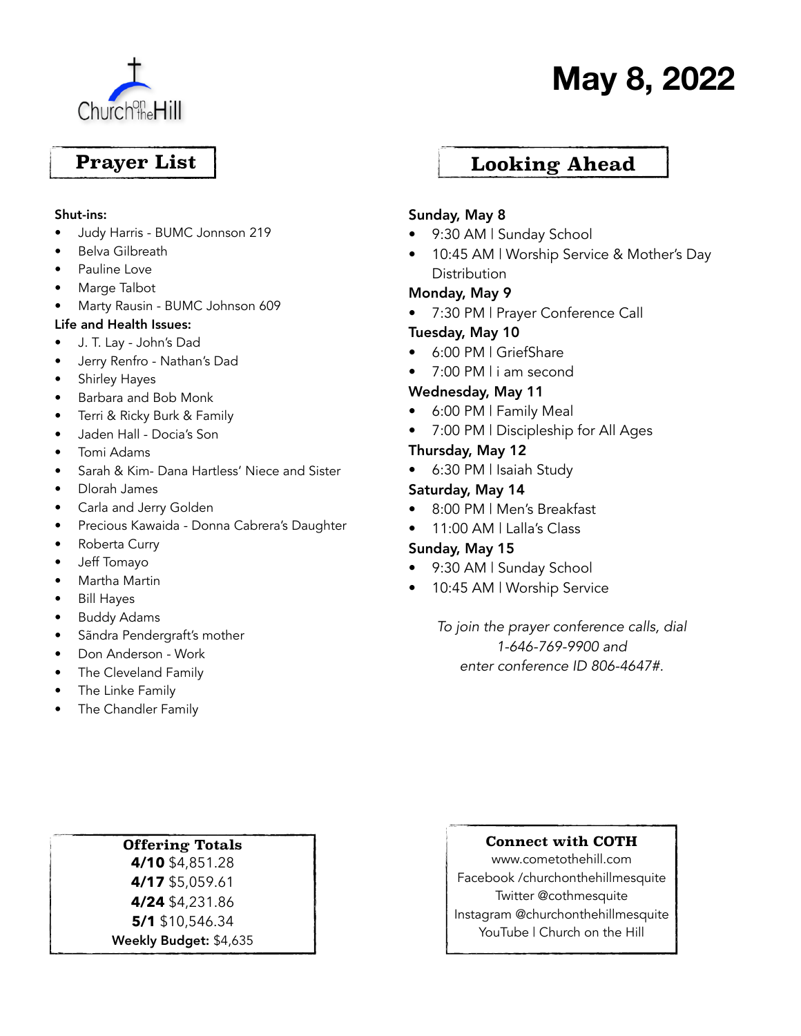Church on the Hill

# May 8, 2022

## Prayer List

**Shut-ins:**

- Judy Harris - BUMC Jonnson 219
- Belva Gilbreath
- Pauline Love
- Marge Talbot
- Marty Rausin - BUMC Johnson 609

**Life and Health Issues:**

- J. T. Lay - John's Dad
- Jerry Renfro - Nathan's Dad
- Shirley Hayes
- Barbara and Bob Monk
- Terri & Ricky Burk & Family
- Jaden Hall - Docia's Son
- Tomi Adams
- Sarah & Kim- Dana Hartless' Niece and Sister
- Dlorah James
- Carla and Jerry Golden
- Precious Kawaida - Donna Cabrera's Daughter
- Roberta Curry
- Jeff Tomayo
- Martha Martin
- Bill Hayes
- Buddy Adams
- Sãndra Pendergraft's mother
- Don Anderson - Work
- The Cleveland Family
- The Linke Family
- The Chandler Family

## Looking Ahead

**Sunday, May 8**

- 9:30 AM | Sunday School
- 10:45 AM | Worship Service & Mother's Day Distribution

**Monday, May 9**

- 7:30 PM | Prayer Conference Call

**Tuesday, May 10**

- 6:00 PM | GriefShare
- 7:00 PM | i am second

**Wednesday, May 11**

- 6:00 PM | Family Meal
- 7:00 PM | Discipleship for All Ages

**Thursday, May 12**

- 6:30 PM | Isaiah Study

**Saturday, May 14**

- 8:00 PM | Men's Breakfast
- 11:00 AM | Lalla's Class

**Sunday, May 15**

- 9:30 AM | Sunday School
- 10:45 AM | Worship Service

*To join the prayer conference calls, dial 1-646-769-9900 and enter conference ID 806-4647#.*

### Offering Totals

**4/10** $4,851.28
**4/17** $5,059.61
**4/24** $4,231.86
**5/1** $10,546.34
**Weekly Budget:** $4,635

### Connect with COTH

www.cometothehill.com
Facebook /churchonthehillmesquite
Twitter @cothmesquite
Instagram @churchonthehillmesquite
YouTube | Church on the Hill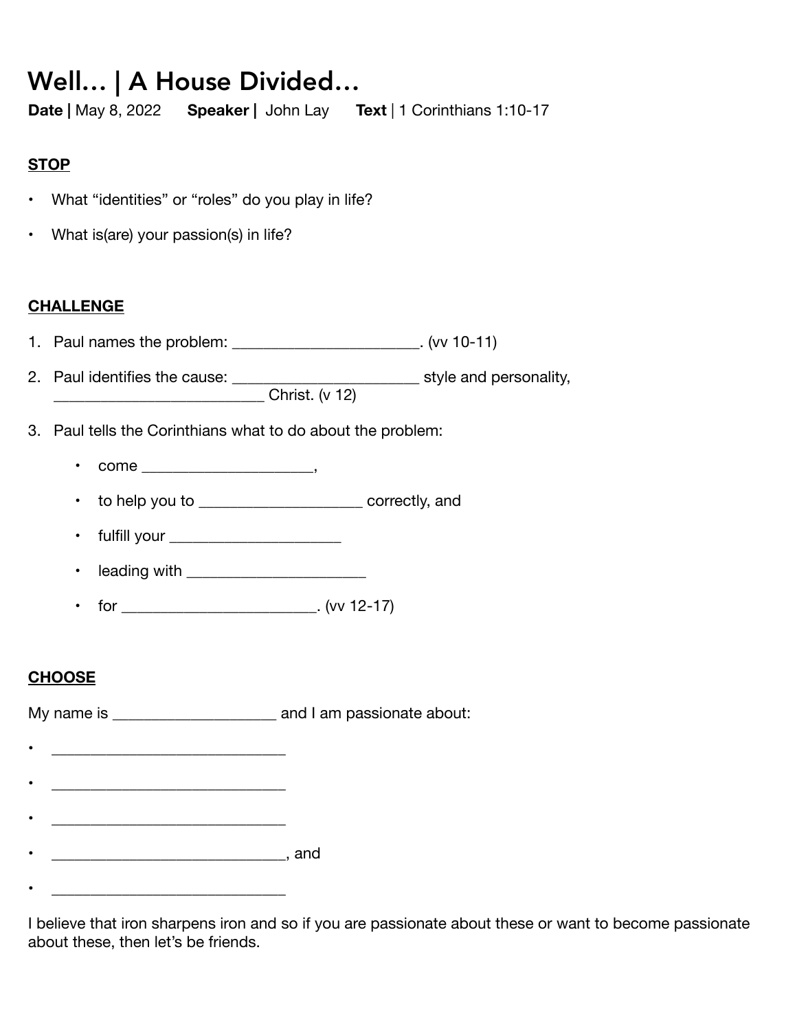# Well… | A House Divided…

**Date |** May 8, 2022 **Speaker |** John Lay **Text** | 1 Corinthians 1:10-17

**STOP**

- What "identities" or "roles" do you play in life?
- What is(are) your passion(s) in life?

**CHALLENGE**

1. Paul names the problem: _______________________. (vv 10-11)
2. Paul identifies the cause: _______________________ style and personality, __________________________ Christ. (v 12)
3. Paul tells the Corinthians what to do about the problem:
   - come _____________________,
   - to help you to ____________________ correctly, and
   - fulfill your _____________________
   - leading with ______________________
   - for ________________________. (vv 12-17)

**CHOOSE**

My name is ____________________ and I am passionate about:

- _____________________________
- _____________________________
- _____________________________
- _____________________________, and
- _____________________________

I believe that iron sharpens iron and so if you are passionate about these or want to become passionate about these, then let's be friends.